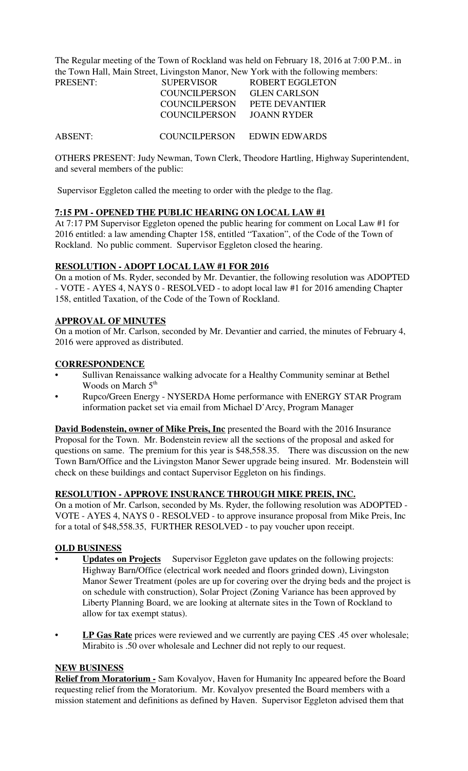The Regular meeting of the Town of Rockland was held on February 18, 2016 at 7:00 P.M.. in the Town Hall, Main Street, Livingston Manor, New York with the following members:

| | | |
|---|---|---|
| PRESENT: | SUPERVISOR | ROBERT EGGLETON |
| | COUNCILPERSON | GLEN CARLSON |
| | COUNCILPERSON | PETE DEVANTIER |
| | COUNCILPERSON | JOANN RYDER |
| ABSENT: | COUNCILPERSON | EDWIN EDWARDS |

OTHERS PRESENT: Judy Newman, Town Clerk, Theodore Hartling, Highway Superintendent, and several members of the public:

Supervisor Eggleton called the meeting to order with the pledge to the flag.

**7:15 PM - OPENED THE PUBLIC HEARING ON LOCAL LAW #1**

At 7:17 PM Supervisor Eggleton opened the public hearing for comment on Local Law #1 for 2016 entitled: a law amending Chapter 158, entitled "Taxation", of the Code of the Town of Rockland. No public comment. Supervisor Eggleton closed the hearing.

**RESOLUTION - ADOPT LOCAL LAW #1 FOR 2016**

On a motion of Ms. Ryder, seconded by Mr. Devantier, the following resolution was ADOPTED - VOTE - AYES 4, NAYS 0 - RESOLVED - to adopt local law #1 for 2016 amending Chapter 158, entitled Taxation, of the Code of the Town of Rockland.

**APPROVAL OF MINUTES**

On a motion of Mr. Carlson, seconded by Mr. Devantier and carried, the minutes of February 4, 2016 were approved as distributed.

**CORRESPONDENCE**

- Sullivan Renaissance walking advocate for a Healthy Community seminar at Bethel Woods on March 5th
- Rupco/Green Energy - NYSERDA Home performance with ENERGY STAR Program information packet set via email from Michael D'Arcy, Program Manager

**David Bodenstein, owner of Mike Preis, Inc** presented the Board with the 2016 Insurance Proposal for the Town. Mr. Bodenstein review all the sections of the proposal and asked for questions on same. The premium for this year is $48,558.35. There was discussion on the new Town Barn/Office and the Livingston Manor Sewer upgrade being insured. Mr. Bodenstein will check on these buildings and contact Supervisor Eggleton on his findings.

**RESOLUTION - APPROVE INSURANCE THROUGH MIKE PREIS, INC.**

On a motion of Mr. Carlson, seconded by Ms. Ryder, the following resolution was ADOPTED - VOTE - AYES 4, NAYS 0 - RESOLVED - to approve insurance proposal from Mike Preis, Inc for a total of $48,558.35, FURTHER RESOLVED - to pay voucher upon receipt.

**OLD BUSINESS**

- **Updates on Projects** Supervisor Eggleton gave updates on the following projects: Highway Barn/Office (electrical work needed and floors grinded down), Livingston Manor Sewer Treatment (poles are up for covering over the drying beds and the project is on schedule with construction), Solar Project (Zoning Variance has been approved by Liberty Planning Board, we are looking at alternate sites in the Town of Rockland to allow for tax exempt status).
- **LP Gas Rate** prices were reviewed and we currently are paying CES .45 over wholesale; Mirabito is .50 over wholesale and Lechner did not reply to our request.

**NEW BUSINESS**

**Relief from Moratorium -** Sam Kovalyov, Haven for Humanity Inc appeared before the Board requesting relief from the Moratorium. Mr. Kovalyov presented the Board members with a mission statement and definitions as defined by Haven. Supervisor Eggleton advised them that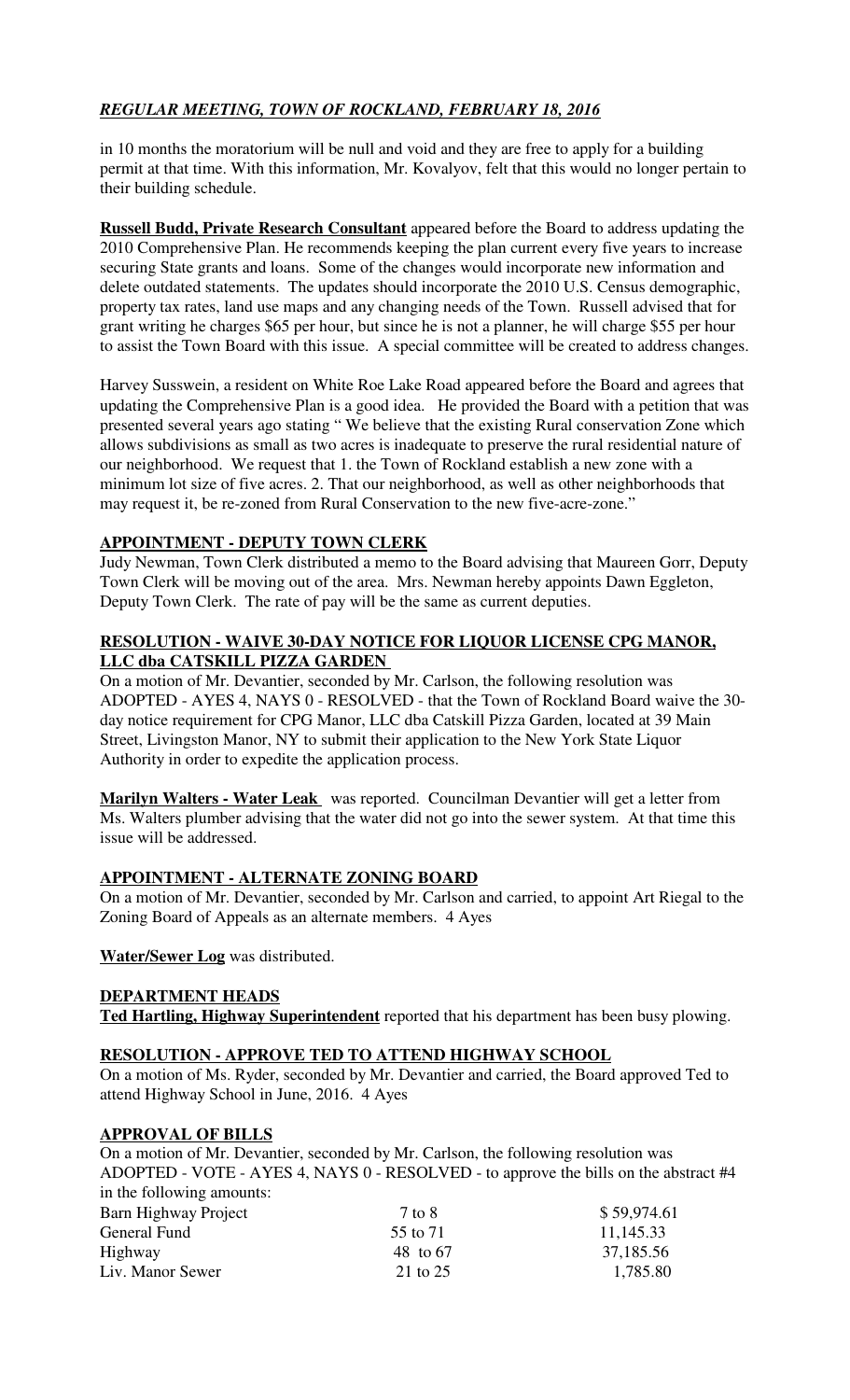in 10 months the moratorium will be null and void and they are free to apply for a building permit at that time. With this information, Mr. Kovalyov, felt that this would no longer pertain to their building schedule.

**Russell Budd, Private Research Consultant** appeared before the Board to address updating the 2010 Comprehensive Plan. He recommends keeping the plan current every five years to increase securing State grants and loans. Some of the changes would incorporate new information and delete outdated statements. The updates should incorporate the 2010 U.S. Census demographic, property tax rates, land use maps and any changing needs of the Town. Russell advised that for grant writing he charges $65 per hour, but since he is not a planner, he will charge $55 per hour to assist the Town Board with this issue. A special committee will be created to address changes.

Harvey Susswein, a resident on White Roe Lake Road appeared before the Board and agrees that updating the Comprehensive Plan is a good idea. He provided the Board with a petition that was presented several years ago stating " We believe that the existing Rural conservation Zone which allows subdivisions as small as two acres is inadequate to preserve the rural residential nature of our neighborhood. We request that 1. the Town of Rockland establish a new zone with a minimum lot size of five acres. 2. That our neighborhood, as well as other neighborhoods that may request it, be re-zoned from Rural Conservation to the new five-acre-zone."

**APPOINTMENT - DEPUTY TOWN CLERK**

Judy Newman, Town Clerk distributed a memo to the Board advising that Maureen Gorr, Deputy Town Clerk will be moving out of the area. Mrs. Newman hereby appoints Dawn Eggleton, Deputy Town Clerk. The rate of pay will be the same as current deputies.

**RESOLUTION - WAIVE 30-DAY NOTICE FOR LIQUOR LICENSE CPG MANOR, LLC dba CATSKILL PIZZA GARDEN**

On a motion of Mr. Devantier, seconded by Mr. Carlson, the following resolution was ADOPTED - AYES 4, NAYS 0 - RESOLVED - that the Town of Rockland Board waive the 30-day notice requirement for CPG Manor, LLC dba Catskill Pizza Garden, located at 39 Main Street, Livingston Manor, NY to submit their application to the New York State Liquor Authority in order to expedite the application process.

**Marilyn Walters - Water Leak** was reported. Councilman Devantier will get a letter from Ms. Walters plumber advising that the water did not go into the sewer system. At that time this issue will be addressed.

**APPOINTMENT - ALTERNATE ZONING BOARD**

On a motion of Mr. Devantier, seconded by Mr. Carlson and carried, to appoint Art Riegal to the Zoning Board of Appeals as an alternate members. 4 Ayes

**Water/Sewer Log** was distributed.

**DEPARTMENT HEADS**

**Ted Hartling, Highway Superintendent** reported that his department has been busy plowing.

**RESOLUTION - APPROVE TED TO ATTEND HIGHWAY SCHOOL**

On a motion of Ms. Ryder, seconded by Mr. Devantier and carried, the Board approved Ted to attend Highway School in June, 2016. 4 Ayes

**APPROVAL OF BILLS**

On a motion of Mr. Devantier, seconded by Mr. Carlson, the following resolution was ADOPTED - VOTE - AYES 4, NAYS 0 - RESOLVED - to approve the bills on the abstract #4 in the following amounts:

| | | |
|---|---|---|
| Barn Highway Project | 7 to 8 | $ 59,974.61 |
| General Fund | 55 to 71 | 11,145.33 |
| Highway | 48 to 67 | 37,185.56 |
| Liv. Manor Sewer | 21 to 25 | 1,785.80 |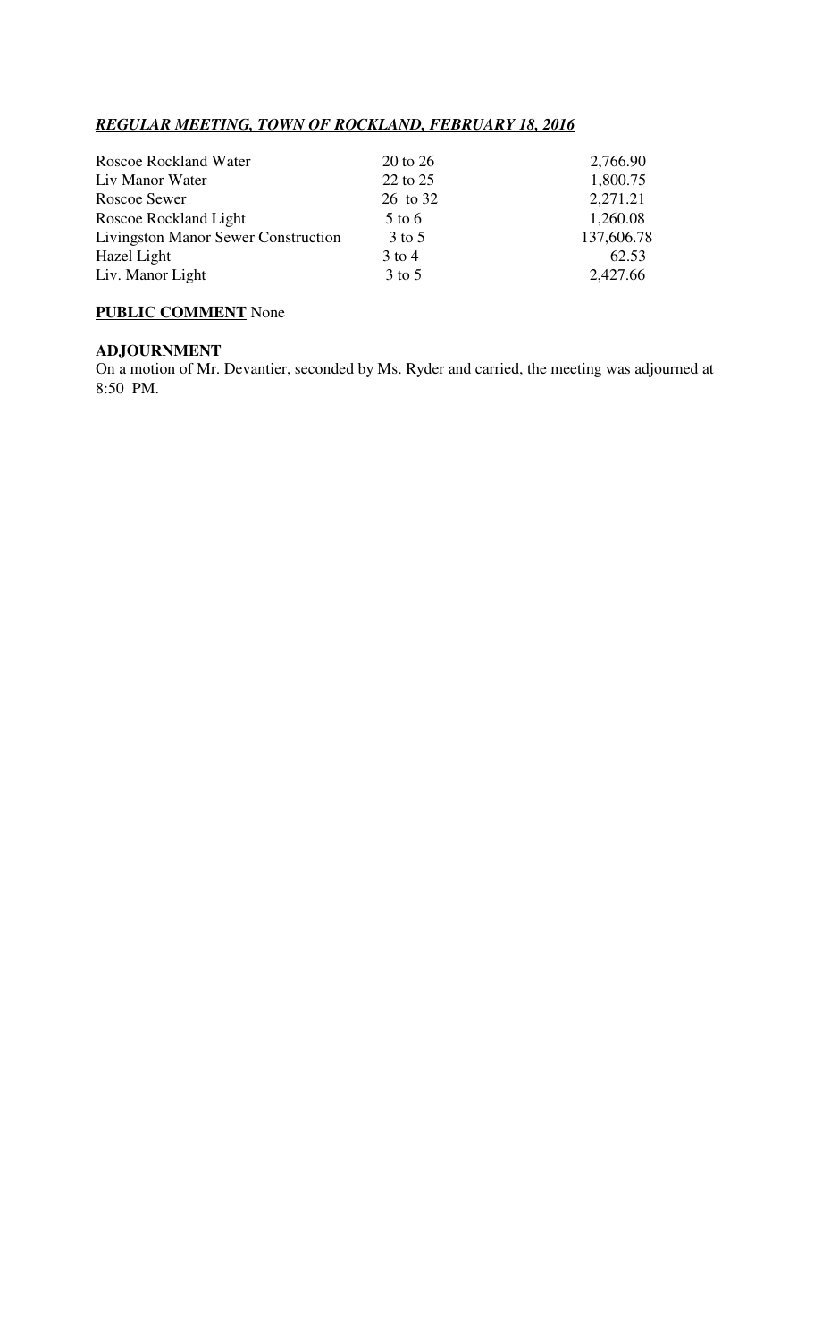***REGULAR MEETING, TOWN OF ROCKLAND, FEBRUARY 18, 2016***

| | | |
|---|---|---|
| Roscoe Rockland Water | 20 to 26 | 2,766.90 |
| Liv Manor Water | 22 to 25 | 1,800.75 |
| Roscoe Sewer | 26 to 32 | 2,271.21 |
| Roscoe Rockland Light | 5 to 6 | 1,260.08 |
| Livingston Manor Sewer Construction | 3 to 5 | 137,606.78 |
| Hazel Light | 3 to 4 | 62.53 |
| Liv. Manor Light | 3 to 5 | 2,427.66 |

**PUBLIC COMMENT** None

**ADJOURNMENT**

On a motion of Mr. Devantier, seconded by Ms. Ryder and carried, the meeting was adjourned at 8:50 PM.